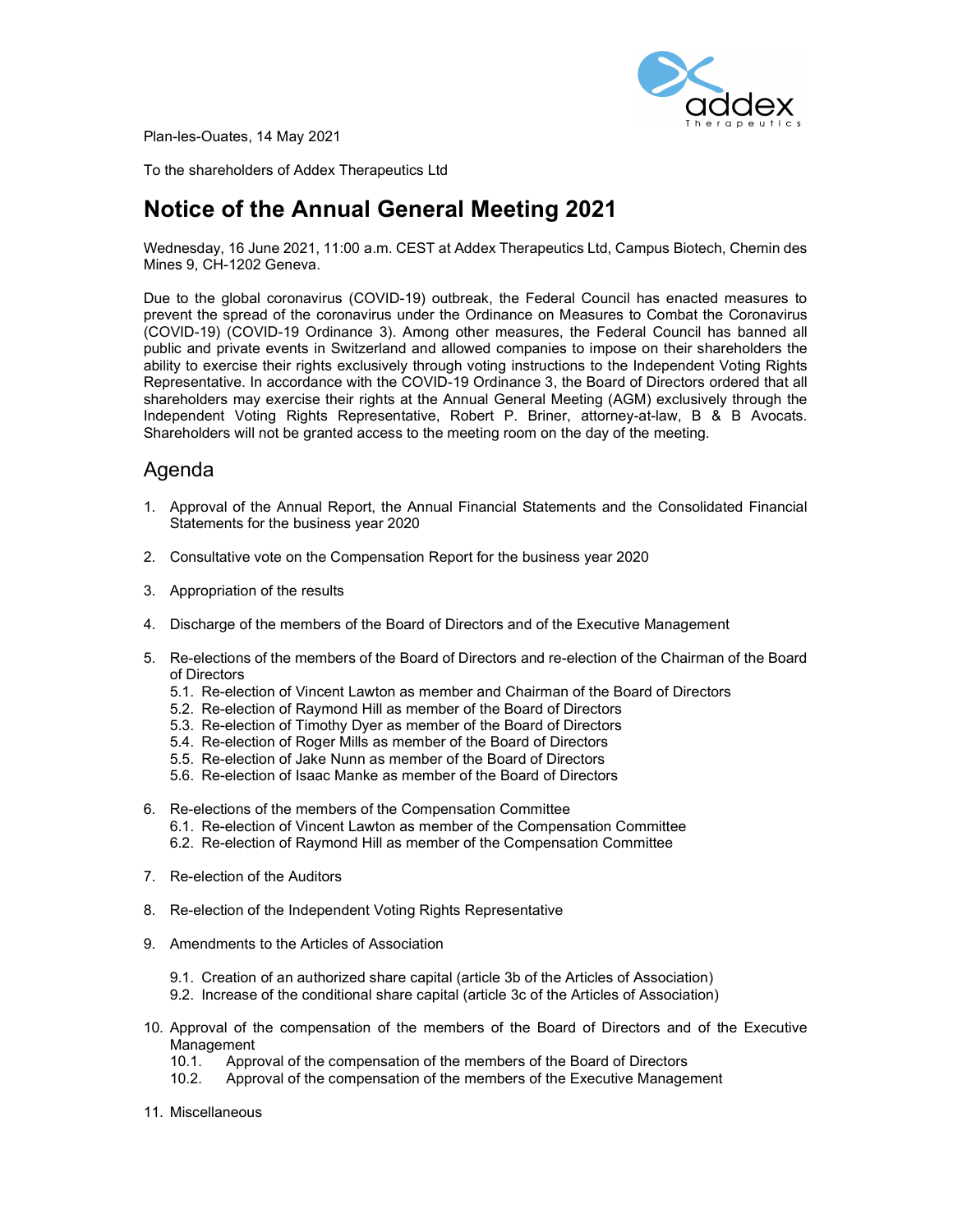Plan-les-Ouates, 14 May 2021

To the shareholders of Addex Therapeutics Ltd

# Notice of the Annual General Meeting 2021

Wednesday, 16 June 2021, 11:00 a.m. CEST at Addex Therapeutics Ltd, Campus Biotech, Chemin des Mines 9, CH-1202 Geneva.

Due to the global coronavirus (COVID-19) outbreak, the Federal Council has enacted measures to prevent the spread of the coronavirus under the Ordinance on Measures to Combat the Coronavirus (COVID-19) (COVID-19 Ordinance 3). Among other measures, the Federal Council has banned all public and private events in Switzerland and allowed companies to impose on their shareholders the ability to exercise their rights exclusively through voting instructions to the Independent Voting Rights Representative. In accordance with the COVID-19 Ordinance 3, the Board of Directors ordered that all shareholders may exercise their rights at the Annual General Meeting (AGM) exclusively through the Independent Voting Rights Representative, Robert P. Briner, attorney-at-law, B & B Avocats. Shareholders will not be granted access to the meeting room on the day of the meeting.

## Agenda

1. Approval of the Annual Report, the Annual Financial Statements and the Consolidated Financial Statements for the business year 2020

2. Consultative vote on the Compensation Report for the business year 2020

3. Appropriation of the results

4. Discharge of the members of the Board of Directors and of the Executive Management

5. Re-elections of the members of the Board of Directors and re-election of the Chairman of the Board of Directors
   - 5.1. Re-election of Vincent Lawton as member and Chairman of the Board of Directors
   - 5.2. Re-election of Raymond Hill as member of the Board of Directors
   - 5.3. Re-election of Timothy Dyer as member of the Board of Directors
   - 5.4. Re-election of Roger Mills as member of the Board of Directors
   - 5.5. Re-election of Jake Nunn as member of the Board of Directors
   - 5.6. Re-election of Isaac Manke as member of the Board of Directors

6. Re-elections of the members of the Compensation Committee
   - 6.1. Re-election of Vincent Lawton as member of the Compensation Committee
   - 6.2. Re-election of Raymond Hill as member of the Compensation Committee

7. Re-election of the Auditors

8. Re-election of the Independent Voting Rights Representative

9. Amendments to the Articles of Association
   - 9.1. Creation of an authorized share capital (article 3b of the Articles of Association)
   - 9.2. Increase of the conditional share capital (article 3c of the Articles of Association)

10. Approval of the compensation of the members of the Board of Directors and of the Executive Management
    - 10.1. Approval of the compensation of the members of the Board of Directors
    - 10.2. Approval of the compensation of the members of the Executive Management

11. Miscellaneous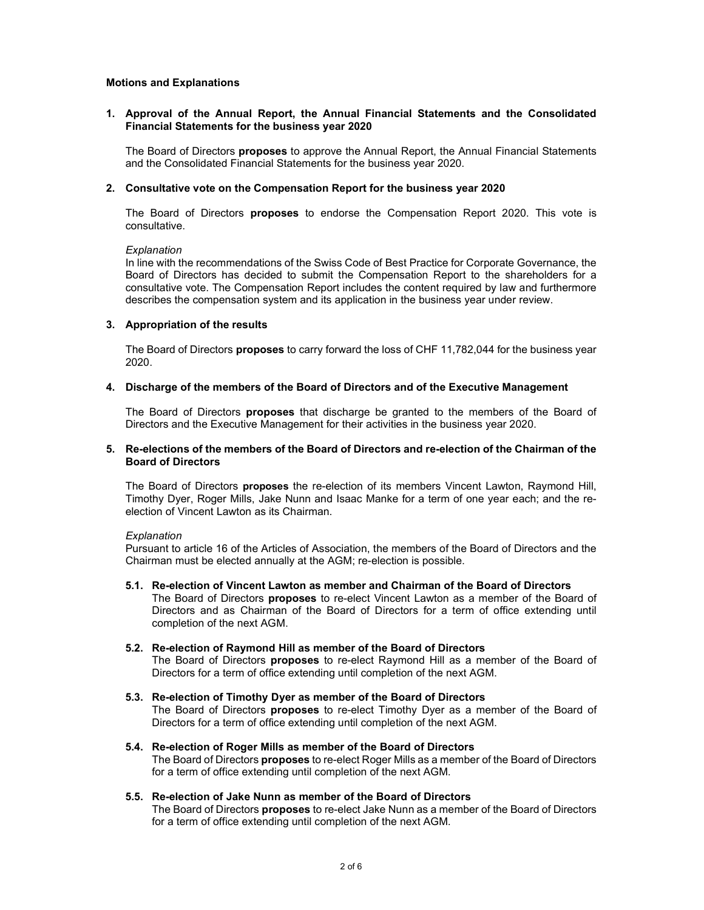**Motions and Explanations**

**1. Approval of the Annual Report, the Annual Financial Statements and the Consolidated Financial Statements for the business year 2020**

The Board of Directors **proposes** to approve the Annual Report, the Annual Financial Statements and the Consolidated Financial Statements for the business year 2020.

**2. Consultative vote on the Compensation Report for the business year 2020**

The Board of Directors **proposes** to endorse the Compensation Report 2020. This vote is consultative.

*Explanation*
In line with the recommendations of the Swiss Code of Best Practice for Corporate Governance, the Board of Directors has decided to submit the Compensation Report to the shareholders for a consultative vote. The Compensation Report includes the content required by law and furthermore describes the compensation system and its application in the business year under review.

**3. Appropriation of the results**

The Board of Directors **proposes** to carry forward the loss of CHF 11,782,044 for the business year 2020.

**4. Discharge of the members of the Board of Directors and of the Executive Management**

The Board of Directors **proposes** that discharge be granted to the members of the Board of Directors and the Executive Management for their activities in the business year 2020.

**5. Re-elections of the members of the Board of Directors and re-election of the Chairman of the Board of Directors**

The Board of Directors **proposes** the re-election of its members Vincent Lawton, Raymond Hill, Timothy Dyer, Roger Mills, Jake Nunn and Isaac Manke for a term of one year each; and the re-election of Vincent Lawton as its Chairman.

*Explanation*
Pursuant to article 16 of the Articles of Association, the members of the Board of Directors and the Chairman must be elected annually at the AGM; re-election is possible.

**5.1. Re-election of Vincent Lawton as member and Chairman of the Board of Directors**
The Board of Directors **proposes** to re-elect Vincent Lawton as a member of the Board of Directors and as Chairman of the Board of Directors for a term of office extending until completion of the next AGM.

**5.2. Re-election of Raymond Hill as member of the Board of Directors**
The Board of Directors **proposes** to re-elect Raymond Hill as a member of the Board of Directors for a term of office extending until completion of the next AGM.

**5.3. Re-election of Timothy Dyer as member of the Board of Directors**
The Board of Directors **proposes** to re-elect Timothy Dyer as a member of the Board of Directors for a term of office extending until completion of the next AGM.

**5.4. Re-election of Roger Mills as member of the Board of Directors**
The Board of Directors **proposes** to re-elect Roger Mills as a member of the Board of Directors for a term of office extending until completion of the next AGM.

**5.5. Re-election of Jake Nunn as member of the Board of Directors**
The Board of Directors **proposes** to re-elect Jake Nunn as a member of the Board of Directors for a term of office extending until completion of the next AGM.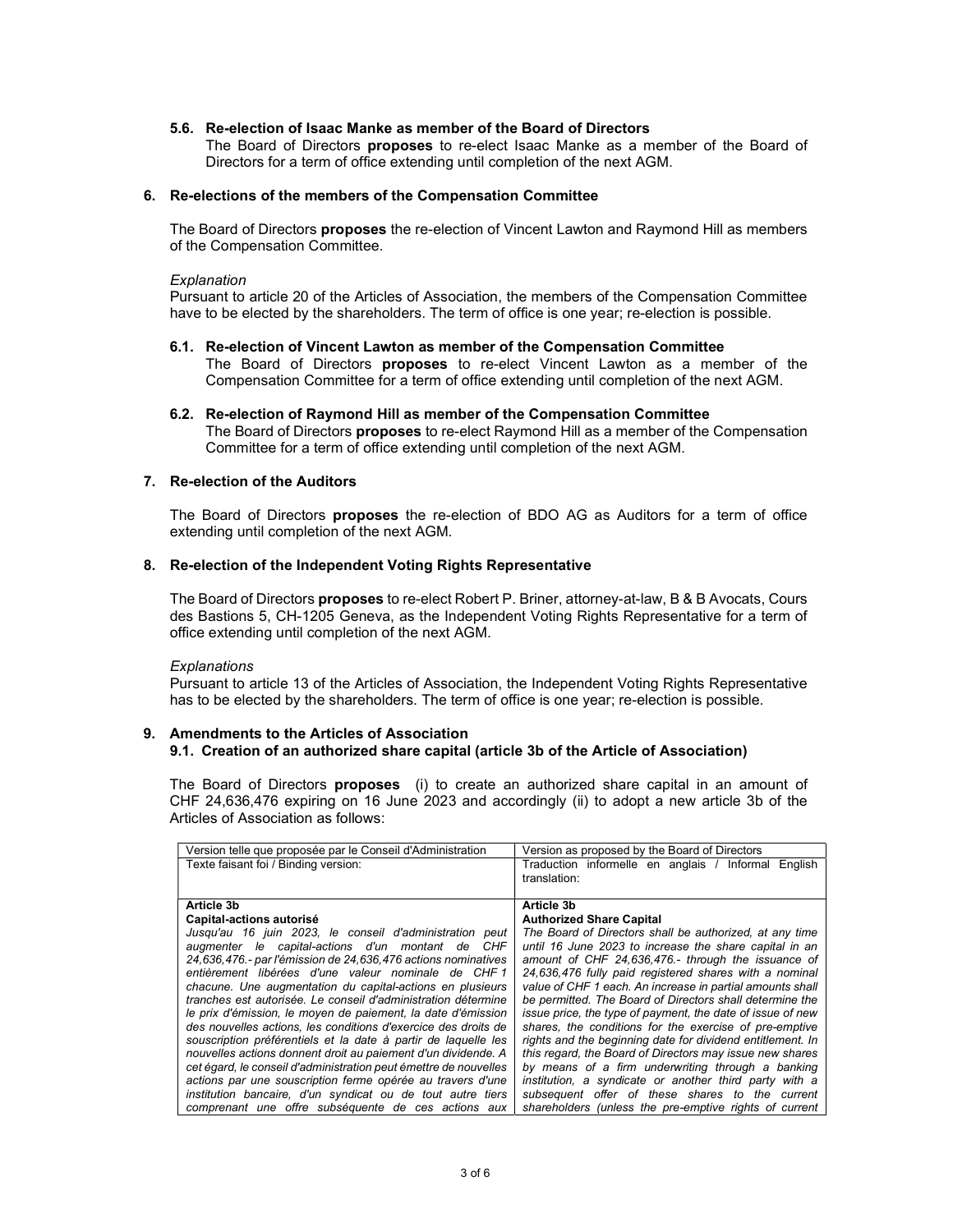### 5.6. Re-election of Isaac Manke as member of the Board of Directors

The Board of Directors **proposes** to re-elect Isaac Manke as a member of the Board of Directors for a term of office extending until completion of the next AGM.

## 6. Re-elections of the members of the Compensation Committee

The Board of Directors **proposes** the re-election of Vincent Lawton and Raymond Hill as members of the Compensation Committee.

*Explanation*

Pursuant to article 20 of the Articles of Association, the members of the Compensation Committee have to be elected by the shareholders. The term of office is one year; re-election is possible.

### 6.1. Re-election of Vincent Lawton as member of the Compensation Committee

The Board of Directors **proposes** to re-elect Vincent Lawton as a member of the Compensation Committee for a term of office extending until completion of the next AGM.

### 6.2. Re-election of Raymond Hill as member of the Compensation Committee

The Board of Directors **proposes** to re-elect Raymond Hill as a member of the Compensation Committee for a term of office extending until completion of the next AGM.

## 7. Re-election of the Auditors

The Board of Directors **proposes** the re-election of BDO AG as Auditors for a term of office extending until completion of the next AGM.

## 8. Re-election of the Independent Voting Rights Representative

The Board of Directors **proposes** to re-elect Robert P. Briner, attorney-at-law, B & B Avocats, Cours des Bastions 5, CH-1205 Geneva, as the Independent Voting Rights Representative for a term of office extending until completion of the next AGM.

*Explanations*

Pursuant to article 13 of the Articles of Association, the Independent Voting Rights Representative has to be elected by the shareholders. The term of office is one year; re-election is possible.

## 9. Amendments to the Articles of Association

### 9.1. Creation of an authorized share capital (article 3b of the Article of Association)

The Board of Directors **proposes** (i) to create an authorized share capital in an amount of CHF 24,636,476 expiring on 16 June 2023 and accordingly (ii) to adopt a new article 3b of the Articles of Association as follows:

| Version telle que proposée par le Conseil d'Administration | Version as proposed by the Board of Directors |
|---|---|
| Texte faisant foi / Binding version: | Traduction informelle en anglais / Informal English translation: |
| **Article 3b**<br>**Capital-actions autorisé**<br>*Jusqu'au 16 juin 2023, le conseil d'administration peut augmenter le capital-actions d'un montant de CHF 24,636,476.- par l'émission de 24,636,476 actions nominatives entièrement libérées d'une valeur nominale de CHF 1 chacune. Une augmentation du capital-actions en plusieurs tranches est autorisée. Le conseil d'administration détermine le prix d'émission, le moyen de paiement, la date d'émission des nouvelles actions, les conditions d'exercice des droits de souscription préférentiels et la date à partir de laquelle les nouvelles actions donnent droit au paiement d'un dividende. A cet égard, le conseil d'administration peut émettre de nouvelles actions par une souscription ferme opérée au travers d'une institution bancaire, d'un syndicat ou de tout autre tiers comprenant une offre subséquente de ces actions aux* | **Article 3b**<br>**Authorized Share Capital**<br>*The Board of Directors shall be authorized, at any time until 16 June 2023 to increase the share capital in an amount of CHF 24,636,476.- through the issuance of 24,636,476 fully paid registered shares with a nominal value of CHF 1 each. An increase in partial amounts shall be permitted. The Board of Directors shall determine the issue price, the type of payment, the date of issue of new shares, the conditions for the exercise of pre-emptive rights and the beginning date for dividend entitlement. In this regard, the Board of Directors may issue new shares by means of a firm underwriting through a banking institution, a syndicate or another third party with a subsequent offer of these shares to the current shareholders (unless the pre-emptive rights of current* |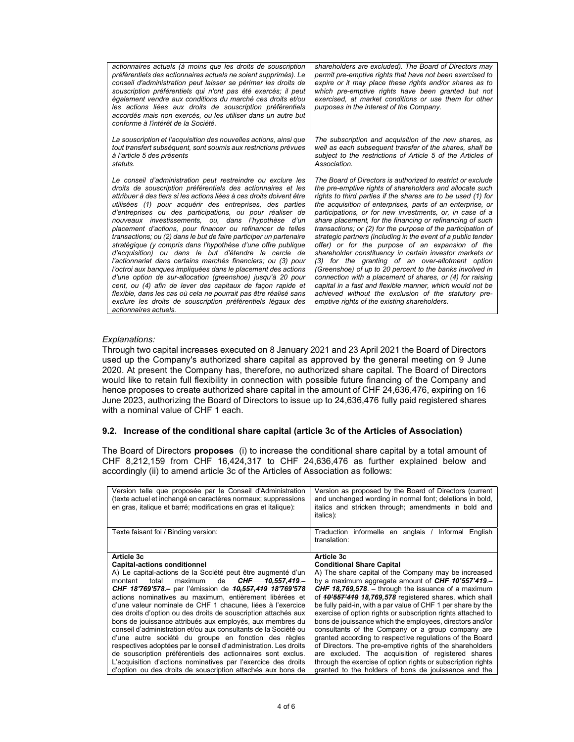| | |
|---|---|
| *actionnaires actuels (à moins que les droits de souscription préférentiels des actionnaires actuels ne soient supprimés). Le conseil d'administration peut laisser se périmer les droits de souscription préférentiels qui n'ont pas été exercés; il peut également vendre aux conditions du marché ces droits et/ou les actions liées aux droits de souscription préférentiels accordés mais non exercés, ou les utiliser dans un autre but conforme à l'intérêt de la Société.* | *shareholders are excluded). The Board of Directors may permit pre-emptive rights that have not been exercised to expire or it may place these rights and/or shares as to which pre-emptive rights have been granted but not exercised, at market conditions or use them for other purposes in the interest of the Company.* |
| *La souscription et l'acquisition des nouvelles actions, ainsi que tout transfert subséquent, sont soumis aux restrictions prévues à l'article 5 des présents statuts.* | *The subscription and acquisition of the new shares, as well as each subsequent transfer of the shares, shall be subject to the restrictions of Article 5 of the Articles of Association.* |
| *Le conseil d'administration peut restreindre ou exclure les droits de souscription préférentiels des actionnaires et les attribuer à des tiers si les actions liées à ces droits doivent être utilisées (1) pour acquérir des entreprises, des parties d'entreprises ou des participations, ou pour réaliser de nouveaux investissements, ou, dans l'hypothèse d'un placement d'actions, pour financer ou refinancer de telles transactions; ou (2) dans le but de faire participer un partenaire stratégique (y compris dans l'hypothèse d'une offre publique d'acquisition) ou dans le but d'étendre le cercle de l'actionnariat dans certains marchés financiers; ou (3) pour l'octroi aux banques impliquées dans le placement des actions d'une option de sur-allocation (greenshoe) jusqu'à 20 pour cent, ou (4) afin de lever des capitaux de façon rapide et flexible, dans les cas où cela ne pourrait pas être réalisé sans exclure les droits de souscription préférentiels légaux des actionnaires actuels.* | *The Board of Directors is authorized to restrict or exclude the pre-emptive rights of shareholders and allocate such rights to third parties if the shares are to be used (1) for the acquisition of enterprises, parts of an enterprise, or participations, or for new investments, or, in case of a share placement, for the financing or refinancing of such transactions; or (2) for the purpose of the participation of strategic partners (including in the event of a public tender offer) or for the purpose of an expansion of the shareholder constituency in certain investor markets or (3) for the granting of an over-allotment option (Greenshoe) of up to 20 percent to the banks involved in connection with a placement of shares, or (4) for raising capital in a fast and flexible manner, which would not be achieved without the exclusion of the statutory pre-emptive rights of the existing shareholders.* |

*Explanations:*

Through two capital increases executed on 8 January 2021 and 23 April 2021 the Board of Directors used up the Company's authorized share capital as approved by the general meeting on 9 June 2020. At present the Company has, therefore, no authorized share capital. The Board of Directors would like to retain full flexibility in connection with possible future financing of the Company and hence proposes to create authorized share capital in the amount of CHF 24,636,476, expiring on 16 June 2023, authorizing the Board of Directors to issue up to 24,636,476 fully paid registered shares with a nominal value of CHF 1 each.

### 9.2. Increase of the conditional share capital (article 3c of the Articles of Association)

The Board of Directors **proposes** (i) to increase the conditional share capital by a total amount of CHF 8,212,159 from CHF 16,424,317 to CHF 24,636,476 as further explained below and accordingly (ii) to amend article 3c of the Articles of Association as follows:

| Version telle que proposée par le Conseil d'Administration (texte actuel et inchangé en caractères normaux; suppressions en gras, italique et barré; modifications en gras et italique): | Version as proposed by the Board of Directors (current and unchanged wording in normal font; deletions in bold, italics and stricken through; amendments in bold and italics): |
|---|---|
| Texte faisant foi / Binding version: | Traduction informelle en anglais / Informal English translation: |
| **Article 3c**<br>**Capital-actions conditionnel**<br>A) Le capital-actions de la Société peut être augmenté d'un montant total maximum de ***~~CHF 10,557,419.–~~*** ***CHF 18'769'578.–*** par l'émission de ***~~10,557,419~~*** ***18'769'578*** actions nominatives au maximum, entièrement libérées et d'une valeur nominale de CHF 1 chacune, liées à l'exercice des droits d'option ou des droits de souscription attachés aux bons de jouissance attribués aux employés, aux membres du conseil d'administration et/ou aux consultants de la Société ou d'une autre société du groupe en fonction des règles respectives adoptées par le conseil d'administration. Les droits de souscription préférentiels des actionnaires sont exclus. L'acquisition d'actions nominatives par l'exercice des droits d'option ou des droits de souscription attachés aux bons de | **Article 3c**<br>**Conditional Share Capital**<br>A) The share capital of the Company may be increased by a maximum aggregate amount of ***~~CHF 10'557'419.–~~*** ***CHF 18,769,578***. – through the issuance of a maximum of ***~~10'557'419~~*** ***18,769,578*** registered shares, which shall be fully paid-in, with a par value of CHF 1 per share by the exercise of option rights or subscription rights attached to bons de jouissance which the employees, directors and/or consultants of the Company or a group company are granted according to respective regulations of the Board of Directors. The pre-emptive rights of the shareholders are excluded. The acquisition of registered shares through the exercise of option rights or subscription rights granted to the holders of bons de jouissance and the |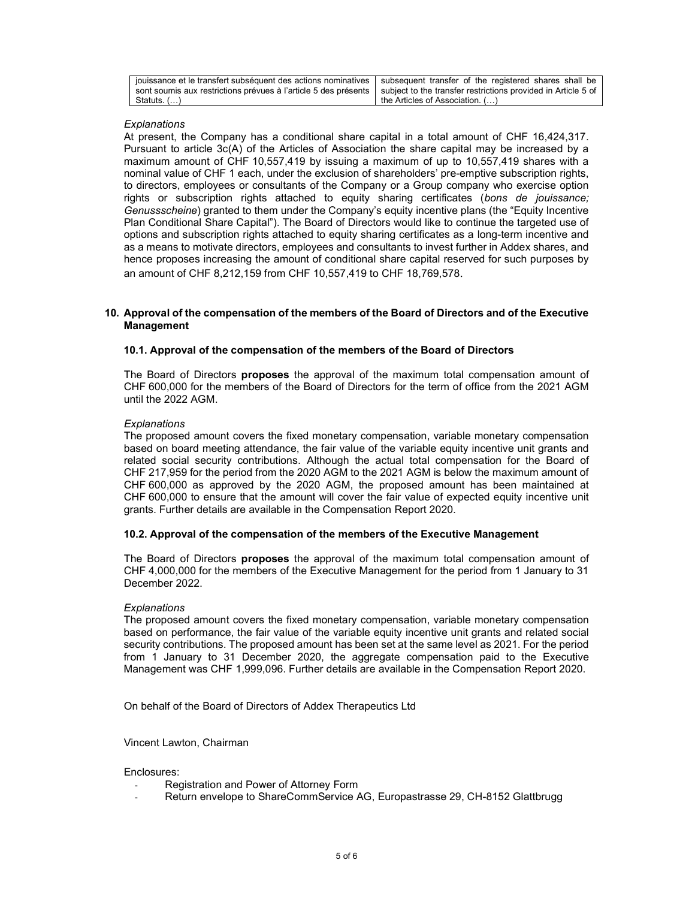| jouissance et le transfert subséquent des actions nominatives sont soumis aux restrictions prévues à l'article 5 des présents Statuts. (…) | subsequent transfer of the registered shares shall be subject to the transfer restrictions provided in Article 5 of the Articles of Association. (…) |
|---|---|

*Explanations*

At present, the Company has a conditional share capital in a total amount of CHF 16,424,317. Pursuant to article 3c(A) of the Articles of Association the share capital may be increased by a maximum amount of CHF 10,557,419 by issuing a maximum of up to 10,557,419 shares with a nominal value of CHF 1 each, under the exclusion of shareholders' pre-emptive subscription rights, to directors, employees or consultants of the Company or a Group company who exercise option rights or subscription rights attached to equity sharing certificates (*bons de jouissance; Genussscheine*) granted to them under the Company's equity incentive plans (the "Equity Incentive Plan Conditional Share Capital"). The Board of Directors would like to continue the targeted use of options and subscription rights attached to equity sharing certificates as a long-term incentive and as a means to motivate directors, employees and consultants to invest further in Addex shares, and hence proposes increasing the amount of conditional share capital reserved for such purposes by an amount of CHF 8,212,159 from CHF 10,557,419 to CHF 18,769,578.

## 10. Approval of the compensation of the members of the Board of Directors and of the Executive Management

### 10.1. Approval of the compensation of the members of the Board of Directors

The Board of Directors **proposes** the approval of the maximum total compensation amount of CHF 600,000 for the members of the Board of Directors for the term of office from the 2021 AGM until the 2022 AGM.

*Explanations*

The proposed amount covers the fixed monetary compensation, variable monetary compensation based on board meeting attendance, the fair value of the variable equity incentive unit grants and related social security contributions. Although the actual total compensation for the Board of CHF 217,959 for the period from the 2020 AGM to the 2021 AGM is below the maximum amount of CHF 600,000 as approved by the 2020 AGM, the proposed amount has been maintained at CHF 600,000 to ensure that the amount will cover the fair value of expected equity incentive unit grants. Further details are available in the Compensation Report 2020.

### 10.2. Approval of the compensation of the members of the Executive Management

The Board of Directors **proposes** the approval of the maximum total compensation amount of CHF 4,000,000 for the members of the Executive Management for the period from 1 January to 31 December 2022.

*Explanations*

The proposed amount covers the fixed monetary compensation, variable monetary compensation based on performance, the fair value of the variable equity incentive unit grants and related social security contributions. The proposed amount has been set at the same level as 2021. For the period from 1 January to 31 December 2020, the aggregate compensation paid to the Executive Management was CHF 1,999,096. Further details are available in the Compensation Report 2020.

On behalf of the Board of Directors of Addex Therapeutics Ltd

Vincent Lawton, Chairman

Enclosures:

- Registration and Power of Attorney Form
- Return envelope to ShareCommService AG, Europastrasse 29, CH-8152 Glattbrugg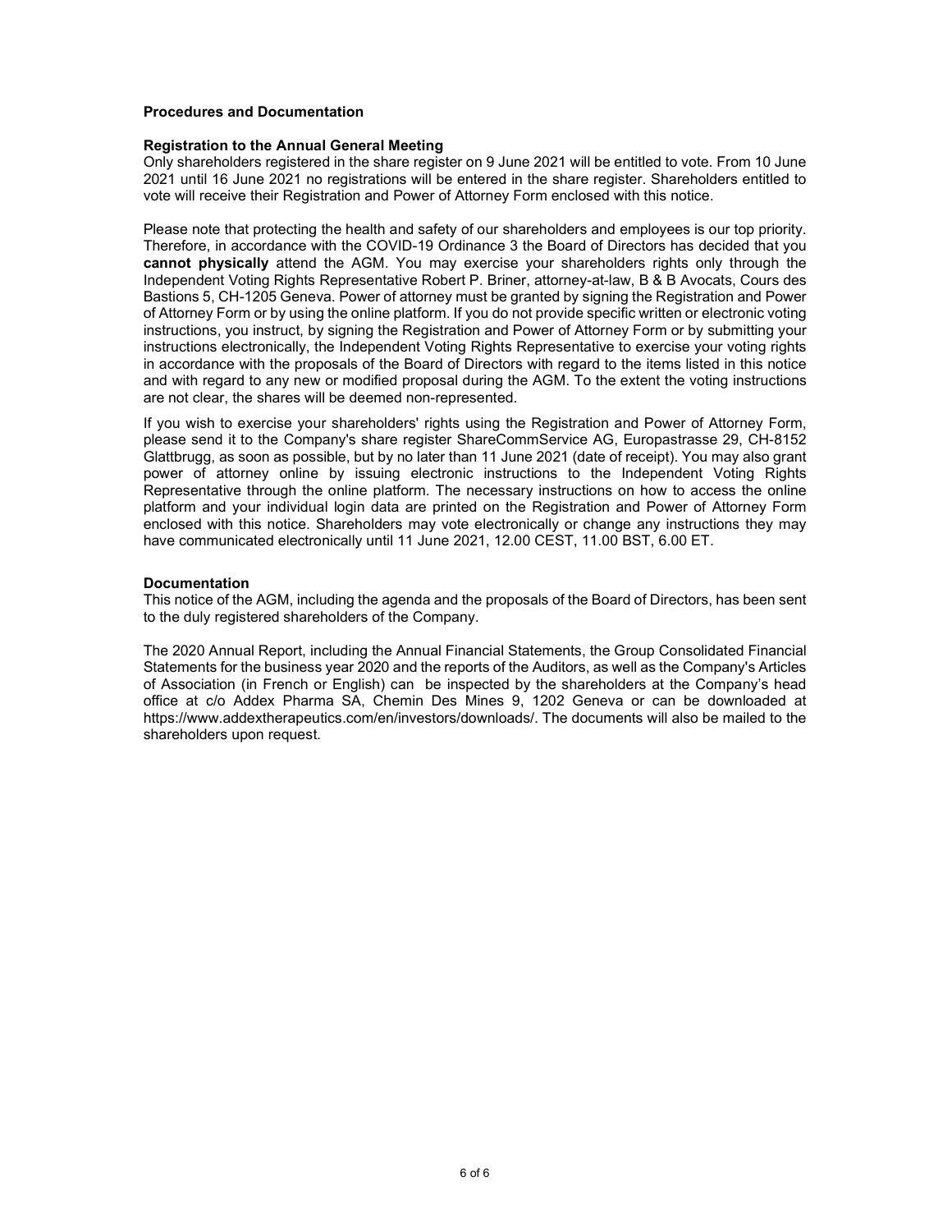**Procedures and Documentation**

**Registration to the Annual General Meeting**

Only shareholders registered in the share register on 9 June 2021 will be entitled to vote. From 10 June 2021 until 16 June 2021 no registrations will be entered in the share register. Shareholders entitled to vote will receive their Registration and Power of Attorney Form enclosed with this notice.

Please note that protecting the health and safety of our shareholders and employees is our top priority. Therefore, in accordance with the COVID-19 Ordinance 3 the Board of Directors has decided that you **cannot physically** attend the AGM. You may exercise your shareholders rights only through the Independent Voting Rights Representative Robert P. Briner, attorney-at-law, B & B Avocats, Cours des Bastions 5, CH-1205 Geneva. Power of attorney must be granted by signing the Registration and Power of Attorney Form or by using the online platform. If you do not provide specific written or electronic voting instructions, you instruct, by signing the Registration and Power of Attorney Form or by submitting your instructions electronically, the Independent Voting Rights Representative to exercise your voting rights in accordance with the proposals of the Board of Directors with regard to the items listed in this notice and with regard to any new or modified proposal during the AGM. To the extent the voting instructions are not clear, the shares will be deemed non-represented.

If you wish to exercise your shareholders' rights using the Registration and Power of Attorney Form, please send it to the Company's share register ShareCommService AG, Europastrasse 29, CH-8152 Glattbrugg, as soon as possible, but by no later than 11 June 2021 (date of receipt). You may also grant power of attorney online by issuing electronic instructions to the Independent Voting Rights Representative through the online platform. The necessary instructions on how to access the online platform and your individual login data are printed on the Registration and Power of Attorney Form enclosed with this notice. Shareholders may vote electronically or change any instructions they may have communicated electronically until 11 June 2021, 12.00 CEST, 11.00 BST, 6.00 ET.

**Documentation**

This notice of the AGM, including the agenda and the proposals of the Board of Directors, has been sent to the duly registered shareholders of the Company.

The 2020 Annual Report, including the Annual Financial Statements, the Group Consolidated Financial Statements for the business year 2020 and the reports of the Auditors, as well as the Company's Articles of Association (in French or English) can be inspected by the shareholders at the Company's head office at c/o Addex Pharma SA, Chemin Des Mines 9, 1202 Geneva or can be downloaded at https://www.addextherapeutics.com/en/investors/downloads/. The documents will also be mailed to the shareholders upon request.